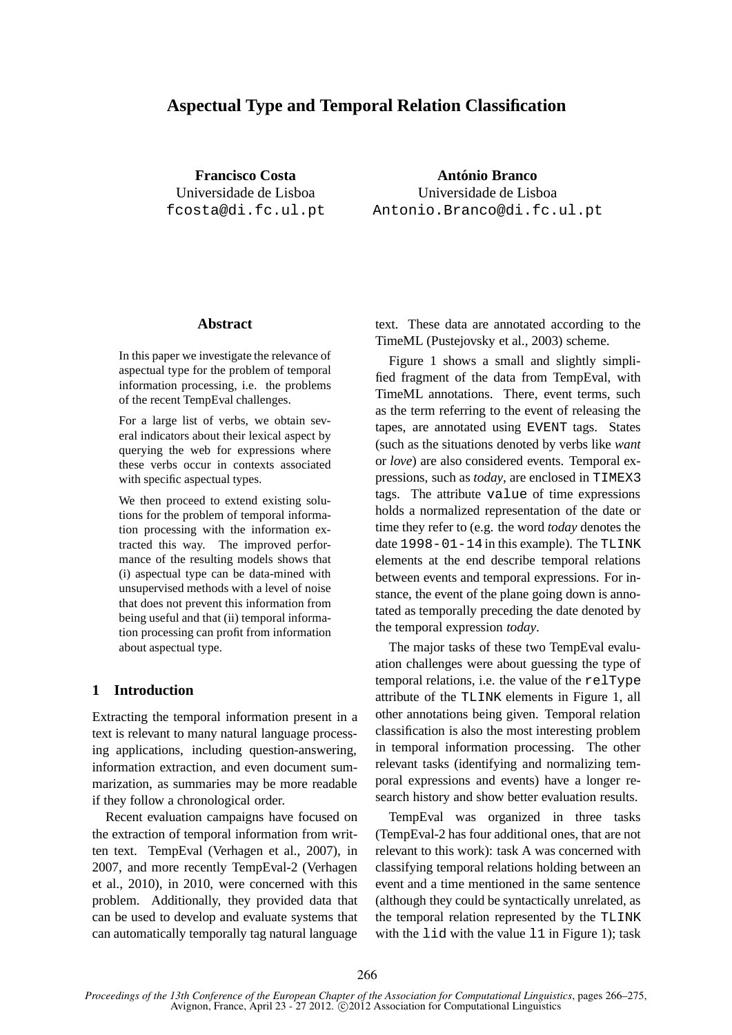# Aspectual Type and Temporal Relation Classification

**Francisco Costa**
Universidade de Lisboa
fcosta@di.fc.ul.pt

**António Branco**
Universidade de Lisboa
Antonio.Branco@di.fc.ul.pt

## Abstract

In this paper we investigate the relevance of aspectual type for the problem of temporal information processing, i.e. the problems of the recent TempEval challenges.

For a large list of verbs, we obtain several indicators about their lexical aspect by querying the web for expressions where these verbs occur in contexts associated with specific aspectual types.

We then proceed to extend existing solutions for the problem of temporal information processing with the information extracted this way. The improved performance of the resulting models shows that (i) aspectual type can be data-mined with unsupervised methods with a level of noise that does not prevent this information from being useful and that (ii) temporal information processing can profit from information about aspectual type.

## 1 Introduction

Extracting the temporal information present in a text is relevant to many natural language processing applications, including question-answering, information extraction, and even document summarization, as summaries may be more readable if they follow a chronological order.

Recent evaluation campaigns have focused on the extraction of temporal information from written text. TempEval (Verhagen et al., 2007), in 2007, and more recently TempEval-2 (Verhagen et al., 2010), in 2010, were concerned with this problem. Additionally, they provided data that can be used to develop and evaluate systems that can automatically temporally tag natural language text. These data are annotated according to the TimeML (Pustejovsky et al., 2003) scheme.

Figure 1 shows a small and slightly simplified fragment of the data from TempEval, with TimeML annotations. There, event terms, such as the term referring to the event of releasing the tapes, are annotated using `EVENT` tags. States (such as the situations denoted by verbs like *want* or *love*) are also considered events. Temporal expressions, such as *today*, are enclosed in `TIMEX3` tags. The attribute `value` of time expressions holds a normalized representation of the date or time they refer to (e.g. the word *today* denotes the date `1998-01-14` in this example). The `TLINK` elements at the end describe temporal relations between events and temporal expressions. For instance, the event of the plane going down is annotated as temporally preceding the date denoted by the temporal expression *today*.

The major tasks of these two TempEval evaluation challenges were about guessing the type of temporal relations, i.e. the value of the `relType` attribute of the `TLINK` elements in Figure 1, all other annotations being given. Temporal relation classification is also the most interesting problem in temporal information processing. The other relevant tasks (identifying and normalizing temporal expressions and events) have a longer research history and show better evaluation results.

TempEval was organized in three tasks (TempEval-2 has four additional ones, that are not relevant to this work): task A was concerned with classifying temporal relations holding between an event and a time mentioned in the same sentence (although they could be syntactically unrelated, as the temporal relation represented by the `TLINK` with the `lid` with the value `l1` in Figure 1); task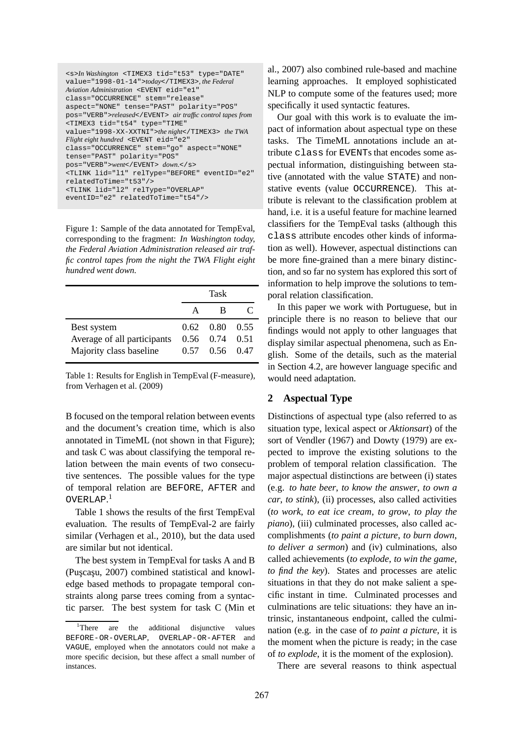```
<s>In Washington <TIMEX3 tid="t53" type="DATE"
value="1998-01-14">today</TIMEX3>, the Federal
Aviation Administration <EVENT eid="e1"
class="OCCURRENCE" stem="release"
aspect="NONE" tense="PAST" polarity="POS"
pos="VERB">released</EVENT> air traffic control tapes from
<TIMEX3 tid="t54" type="TIME"
value="1998-XX-XXTNI">the night</TIMEX3> the TWA
Flight eight hundred <EVENT eid="e2"
class="OCCURRENCE" stem="go" aspect="NONE"
tense="PAST" polarity="POS"
pos="VERB">went</EVENT> down.</s>
<TLINK lid="l1" relType="BEFORE" eventID="e2"
relatedToTime="t53"/>
<TLINK lid="l2" relType="OVERLAP"
eventID="e2" relatedToTime="t54"/>
```

Figure 1: Sample of the data annotated for TempEval, corresponding to the fragment: *In Washington today, the Federal Aviation Administration released air traffic control tapes from the night the TWA Flight eight hundred went down.*

| | Task | | |
|---|---|---|---|
| | A | B | C |
| Best system | 0.62 | 0.80 | 0.55 |
| Average of all participants | 0.56 | 0.74 | 0.51 |
| Majority class baseline | 0.57 | 0.56 | 0.47 |

Table 1: Results for English in TempEval (F-measure), from Verhagen et al. (2009)

B focused on the temporal relation between events and the document's creation time, which is also annotated in TimeML (not shown in that Figure); and task C was about classifying the temporal relation between the main events of two consecutive sentences. The possible values for the type of temporal relation are BEFORE, AFTER and OVERLAP.[1]

Table 1 shows the results of the first TempEval evaluation. The results of TempEval-2 are fairly similar (Verhagen et al., 2010), but the data used are similar but not identical.

The best system in TempEval for tasks A and B (Puşcaşu, 2007) combined statistical and knowledge based methods to propagate temporal constraints along parse trees coming from a syntactic parser. The best system for task C (Min et al., 2007) also combined rule-based and machine learning approaches. It employed sophisticated NLP to compute some of the features used; more specifically it used syntactic features.

Our goal with this work is to evaluate the impact of information about aspectual type on these tasks. The TimeML annotations include an attribute class for EVENTs that encodes some aspectual information, distinguishing between stative (annotated with the value STATE) and non-stative events (value OCCURRENCE). This attribute is relevant to the classification problem at hand, i.e. it is a useful feature for machine learned classifiers for the TempEval tasks (although this class attribute encodes other kinds of information as well). However, aspectual distinctions can be more fine-grained than a mere binary distinction, and so far no system has explored this sort of information to help improve the solutions to temporal relation classification.

In this paper we work with Portuguese, but in principle there is no reason to believe that our findings would not apply to other languages that display similar aspectual phenomena, such as English. Some of the details, such as the material in Section 4.2, are however language specific and would need adaptation.

## 2 Aspectual Type

Distinctions of aspectual type (also referred to as situation type, lexical aspect or *Aktionsart*) of the sort of Vendler (1967) and Dowty (1979) are expected to improve the existing solutions to the problem of temporal relation classification. The major aspectual distinctions are between (i) states (e.g. *to hate beer*, *to know the answer*, *to own a car*, *to stink*), (ii) processes, also called activities (*to work*, *to eat ice cream*, *to grow*, *to play the piano*), (iii) culminated processes, also called accomplishments (*to paint a picture*, *to burn down*, *to deliver a sermon*) and (iv) culminations, also called achievements (*to explode*, *to win the game*, *to find the key*). States and processes are atelic situations in that they do not make salient a specific instant in time. Culminated processes and culminations are telic situations: they have an intrinsic, instantaneous endpoint, called the culmination (e.g. in the case of *to paint a picture*, it is the moment when the picture is ready; in the case of *to explode*, it is the moment of the explosion).

There are several reasons to think aspectual

[1] There are the additional disjunctive values BEFORE-OR-OVERLAP, OVERLAP-OR-AFTER and VAGUE, employed when the annotators could not make a more specific decision, but these affect a small number of instances.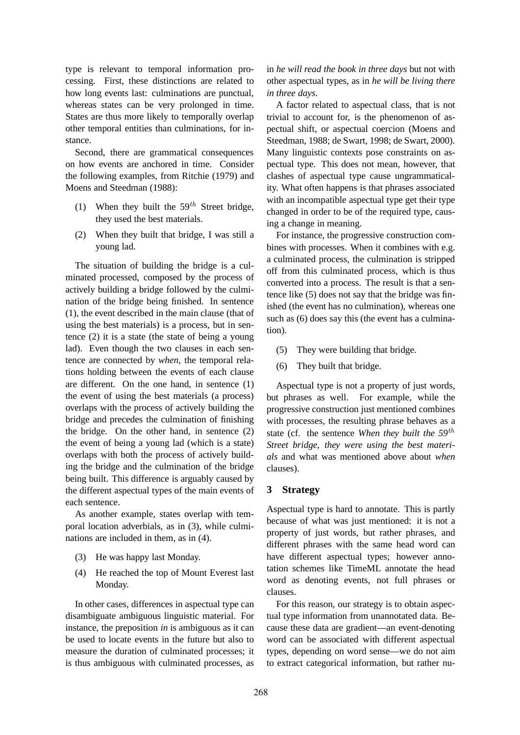type is relevant to temporal information processing. First, these distinctions are related to how long events last: culminations are punctual, whereas states can be very prolonged in time. States are thus more likely to temporally overlap other temporal entities than culminations, for instance.

Second, there are grammatical consequences on how events are anchored in time. Consider the following examples, from Ritchie (1979) and Moens and Steedman (1988):

(1) When they built the $59^{th}$ Street bridge, they used the best materials.

(2) When they built that bridge, I was still a young lad.

The situation of building the bridge is a culminated processed, composed by the process of actively building a bridge followed by the culmination of the bridge being finished. In sentence (1), the event described in the main clause (that of using the best materials) is a process, but in sentence (2) it is a state (the state of being a young lad). Even though the two clauses in each sentence are connected by *when*, the temporal relations holding between the events of each clause are different. On the one hand, in sentence (1) the event of using the best materials (a process) overlaps with the process of actively building the bridge and precedes the culmination of finishing the bridge. On the other hand, in sentence (2) the event of being a young lad (which is a state) overlaps with both the process of actively building the bridge and the culmination of the bridge being built. This difference is arguably caused by the different aspectual types of the main events of each sentence.

As another example, states overlap with temporal location adverbials, as in (3), while culminations are included in them, as in (4).

(3) He was happy last Monday.

(4) He reached the top of Mount Everest last Monday.

In other cases, differences in aspectual type can disambiguate ambiguous linguistic material. For instance, the preposition *in* is ambiguous as it can be used to locate events in the future but also to measure the duration of culminated processes; it is thus ambiguous with culminated processes, as in *he will read the book in three days* but not with other aspectual types, as in *he will be living there in three days*.

A factor related to aspectual class, that is not trivial to account for, is the phenomenon of aspectual shift, or aspectual coercion (Moens and Steedman, 1988; de Swart, 1998; de Swart, 2000). Many linguistic contexts pose constraints on aspectual type. This does not mean, however, that clashes of aspectual type cause ungrammaticality. What often happens is that phrases associated with an incompatible aspectual type get their type changed in order to be of the required type, causing a change in meaning.

For instance, the progressive construction combines with processes. When it combines with e.g. a culminated process, the culmination is stripped off from this culminated process, which is thus converted into a process. The result is that a sentence like (5) does not say that the bridge was finished (the event has no culmination), whereas one such as (6) does say this (the event has a culmination).

(5) They were building that bridge.

(6) They built that bridge.

Aspectual type is not a property of just words, but phrases as well. For example, while the progressive construction just mentioned combines with processes, the resulting phrase behaves as a state (cf. the sentence *When they built the $59^{th}$ Street bridge, they were using the best materials* and what was mentioned above about *when* clauses).

## 3 Strategy

Aspectual type is hard to annotate. This is partly because of what was just mentioned: it is not a property of just words, but rather phrases, and different phrases with the same head word can have different aspectual types; however annotation schemes like TimeML annotate the head word as denoting events, not full phrases or clauses.

For this reason, our strategy is to obtain aspectual type information from unannotated data. Because these data are gradient—an event-denoting word can be associated with different aspectual types, depending on word sense—we do not aim to extract categorical information, but rather nu-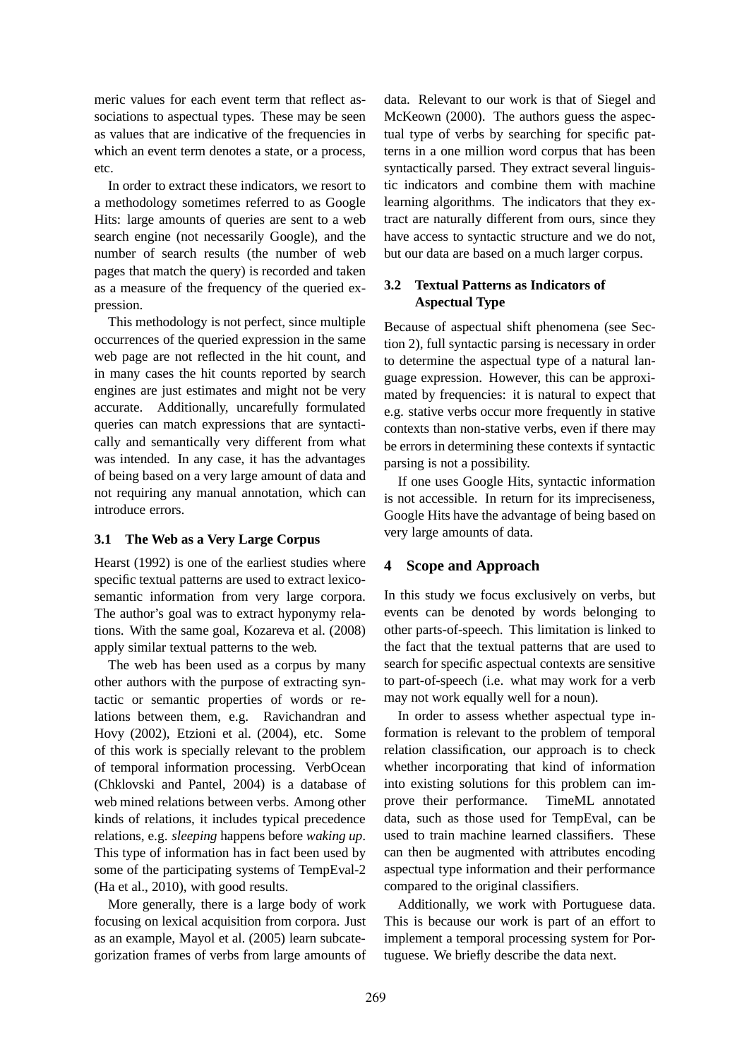meric values for each event term that reflect associations to aspectual types. These may be seen as values that are indicative of the frequencies in which an event term denotes a state, or a process, etc.

In order to extract these indicators, we resort to a methodology sometimes referred to as Google Hits: large amounts of queries are sent to a web search engine (not necessarily Google), and the number of search results (the number of web pages that match the query) is recorded and taken as a measure of the frequency of the queried expression.

This methodology is not perfect, since multiple occurrences of the queried expression in the same web page are not reflected in the hit count, and in many cases the hit counts reported by search engines are just estimates and might not be very accurate. Additionally, uncarefully formulated queries can match expressions that are syntactically and semantically very different from what was intended. In any case, it has the advantages of being based on a very large amount of data and not requiring any manual annotation, which can introduce errors.

### 3.1 The Web as a Very Large Corpus

Hearst (1992) is one of the earliest studies where specific textual patterns are used to extract lexico-semantic information from very large corpora. The author's goal was to extract hyponymy relations. With the same goal, Kozareva et al. (2008) apply similar textual patterns to the web.

The web has been used as a corpus by many other authors with the purpose of extracting syntactic or semantic properties of words or relations between them, e.g. Ravichandran and Hovy (2002), Etzioni et al. (2004), etc. Some of this work is specially relevant to the problem of temporal information processing. VerbOcean (Chklovski and Pantel, 2004) is a database of web mined relations between verbs. Among other kinds of relations, it includes typical precedence relations, e.g. *sleeping* happens before *waking up*. This type of information has in fact been used by some of the participating systems of TempEval-2 (Ha et al., 2010), with good results.

More generally, there is a large body of work focusing on lexical acquisition from corpora. Just as an example, Mayol et al. (2005) learn subcategorization frames of verbs from large amounts of data. Relevant to our work is that of Siegel and McKeown (2000). The authors guess the aspectual type of verbs by searching for specific patterns in a one million word corpus that has been syntactically parsed. They extract several linguistic indicators and combine them with machine learning algorithms. The indicators that they extract are naturally different from ours, since they have access to syntactic structure and we do not, but our data are based on a much larger corpus.

### 3.2 Textual Patterns as Indicators of Aspectual Type

Because of aspectual shift phenomena (see Section 2), full syntactic parsing is necessary in order to determine the aspectual type of a natural language expression. However, this can be approximated by frequencies: it is natural to expect that e.g. stative verbs occur more frequently in stative contexts than non-stative verbs, even if there may be errors in determining these contexts if syntactic parsing is not a possibility.

If one uses Google Hits, syntactic information is not accessible. In return for its impreciseness, Google Hits have the advantage of being based on very large amounts of data.

## 4 Scope and Approach

In this study we focus exclusively on verbs, but events can be denoted by words belonging to other parts-of-speech. This limitation is linked to the fact that the textual patterns that are used to search for specific aspectual contexts are sensitive to part-of-speech (i.e. what may work for a verb may not work equally well for a noun).

In order to assess whether aspectual type information is relevant to the problem of temporal relation classification, our approach is to check whether incorporating that kind of information into existing solutions for this problem can improve their performance. TimeML annotated data, such as those used for TempEval, can be used to train machine learned classifiers. These can then be augmented with attributes encoding aspectual type information and their performance compared to the original classifiers.

Additionally, we work with Portuguese data. This is because our work is part of an effort to implement a temporal processing system for Portuguese. We briefly describe the data next.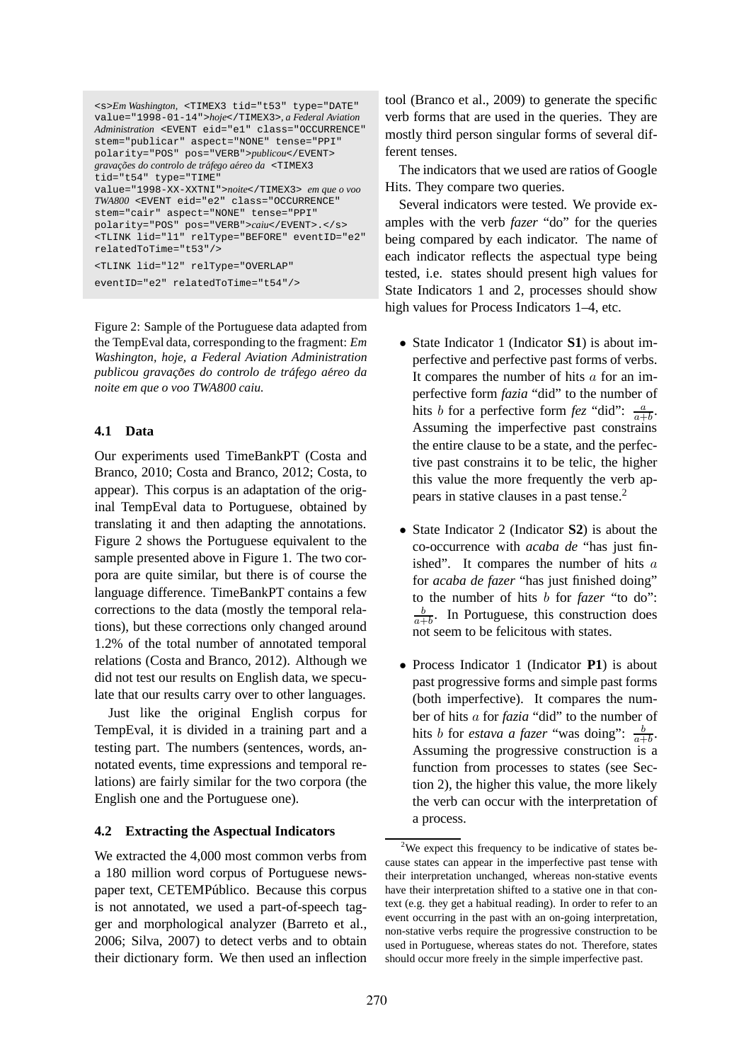```
<s>Em Washington, <TIMEX3 tid="t53" type="DATE"
value="1998-01-14">hoje</TIMEX3>, a Federal Aviation
Administration <EVENT eid="e1" class="OCCURRENCE"
stem="publicar" aspect="NONE" tense="PPI"
polarity="POS" pos="VERB">publicou</EVENT>
gravações do controlo de tráfego aéreo da <TIMEX3
tid="t54" type="TIME"
value="1998-XX-XXTNI">noite</TIMEX3> em que o voo
TWA800 <EVENT eid="e2" class="OCCURRENCE"
stem="cair" aspect="NONE" tense="PPI"
polarity="POS" pos="VERB">caiu</EVENT>.</s>
<TLINK lid="l1" relType="BEFORE" eventID="e2"
relatedToTime="t53"/>
<TLINK lid="l2" relType="OVERLAP"
eventID="e2" relatedToTime="t54"/>
```

Figure 2: Sample of the Portuguese data adapted from the TempEval data, corresponding to the fragment: *Em Washington, hoje, a Federal Aviation Administration publicou gravações do controlo de tráfego aéreo da noite em que o voo TWA800 caiu.*

### 4.1 Data

Our experiments used TimeBankPT (Costa and Branco, 2010; Costa and Branco, 2012; Costa, to appear). This corpus is an adaptation of the original TempEval data to Portuguese, obtained by translating it and then adapting the annotations. Figure 2 shows the Portuguese equivalent to the sample presented above in Figure 1. The two corpora are quite similar, but there is of course the language difference. TimeBankPT contains a few corrections to the data (mostly the temporal relations), but these corrections only changed around 1.2% of the total number of annotated temporal relations (Costa and Branco, 2012). Although we did not test our results on English data, we speculate that our results carry over to other languages.

Just like the original English corpus for TempEval, it is divided in a training part and a testing part. The numbers (sentences, words, annotated events, time expressions and temporal relations) are fairly similar for the two corpora (the English one and the Portuguese one).

### 4.2 Extracting the Aspectual Indicators

We extracted the 4,000 most common verbs from a 180 million word corpus of Portuguese newspaper text, CETEMPúblico. Because this corpus is not annotated, we used a part-of-speech tagger and morphological analyzer (Barreto et al., 2006; Silva, 2007) to detect verbs and to obtain their dictionary form. We then used an inflection tool (Branco et al., 2009) to generate the specific verb forms that are used in the queries. They are mostly third person singular forms of several different tenses.

The indicators that we used are ratios of Google Hits. They compare two queries.

Several indicators were tested. We provide examples with the verb *fazer* "do" for the queries being compared by each indicator. The name of each indicator reflects the aspectual type being tested, i.e. states should present high values for State Indicators 1 and 2, processes should show high values for Process Indicators 1–4, etc.

- State Indicator 1 (Indicator **S1**) is about imperfective and perfective past forms of verbs. It compares the number of hits $a$ for an imperfective form *fazia* "did" to the number of hits $b$ for a perfective form *fez* "did": $\frac{a}{a+b}$. Assuming the imperfective past constrains the entire clause to be a state, and the perfective past constrains it to be telic, the higher this value the more frequently the verb appears in stative clauses in a past tense.[2]

- State Indicator 2 (Indicator **S2**) is about the co-occurrence with *acaba de* "has just finished". It compares the number of hits $a$ for *acaba de fazer* "has just finished doing" to the number of hits $b$ for *fazer* "to do": $\frac{b}{a+b}$. In Portuguese, this construction does not seem to be felicitous with states.

- Process Indicator 1 (Indicator **P1**) is about past progressive forms and simple past forms (both imperfective). It compares the number of hits $a$ for *fazia* "did" to the number of hits $b$ for *estava a fazer* "was doing": $\frac{b}{a+b}$. Assuming the progressive construction is a function from processes to states (see Section 2), the higher this value, the more likely the verb can occur with the interpretation of a process.

[2] We expect this frequency to be indicative of states because states can appear in the imperfective past tense with their interpretation unchanged, whereas non-stative events have their interpretation shifted to a stative one in that context (e.g. they get a habitual reading). In order to refer to an event occurring in the past with an on-going interpretation, non-stative verbs require the progressive construction to be used in Portuguese, whereas states do not. Therefore, states should occur more freely in the simple imperfective past.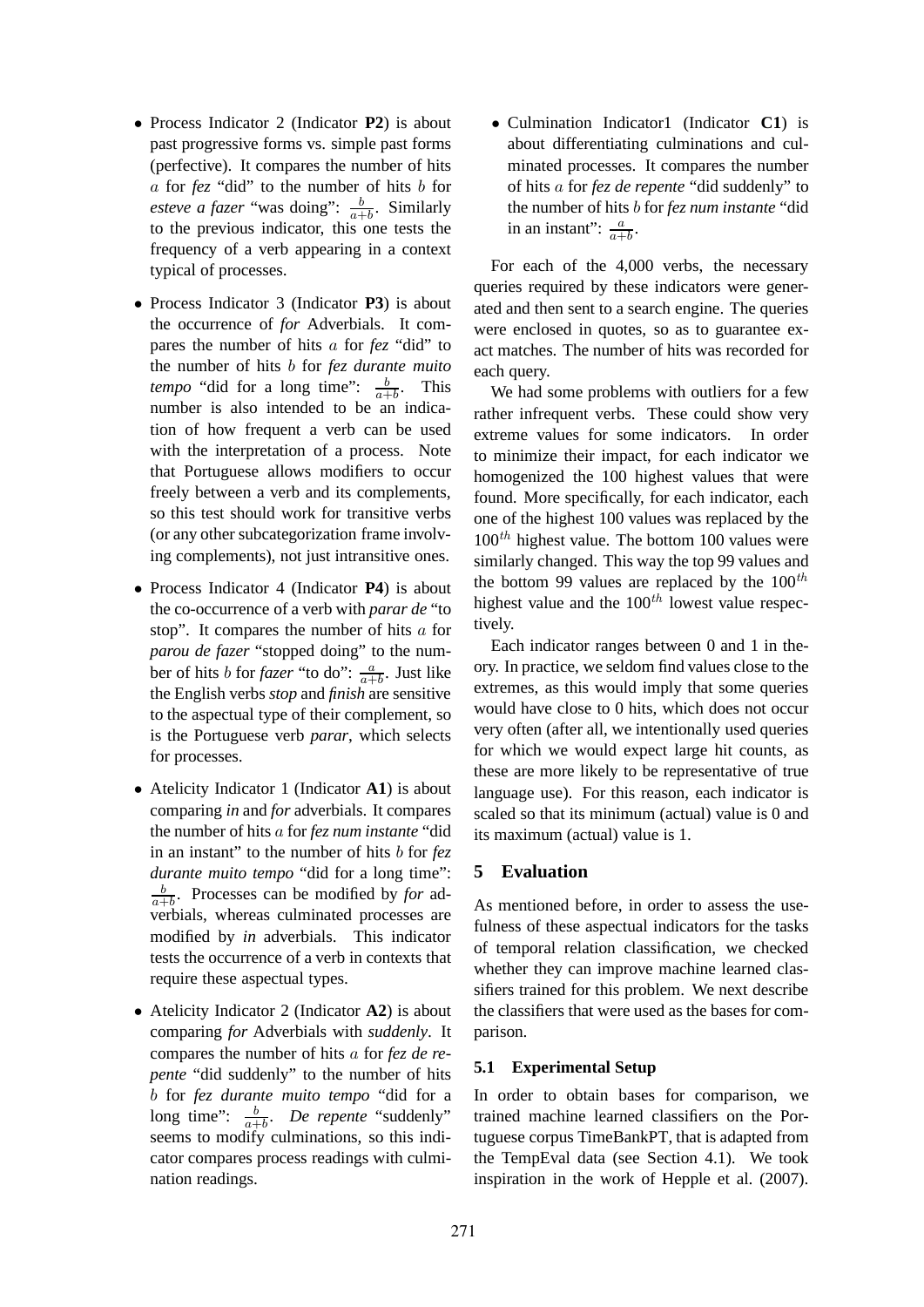- Process Indicator 2 (Indicator **P2**) is about past progressive forms vs. simple past forms (perfective). It compares the number of hits $a$ for *fez* "did" to the number of hits $b$ for *esteve a fazer* "was doing": $\frac{b}{a+b}$. Similarly to the previous indicator, this one tests the frequency of a verb appearing in a context typical of processes.

- Process Indicator 3 (Indicator **P3**) is about the occurrence of *for* Adverbials. It compares the number of hits $a$ for *fez* "did" to the number of hits $b$ for *fez durante muito tempo* "did for a long time": $\frac{b}{a+b}$. This number is also intended to be an indication of how frequent a verb can be used with the interpretation of a process. Note that Portuguese allows modifiers to occur freely between a verb and its complements, so this test should work for transitive verbs (or any other subcategorization frame involving complements), not just intransitive ones.

- Process Indicator 4 (Indicator **P4**) is about the co-occurrence of a verb with *parar de* "to stop". It compares the number of hits $a$ for *parou de fazer* "stopped doing" to the number of hits $b$ for *fazer* "to do": $\frac{a}{a+b}$. Just like the English verbs *stop* and *finish* are sensitive to the aspectual type of their complement, so is the Portuguese verb *parar*, which selects for processes.

- Atelicity Indicator 1 (Indicator **A1**) is about comparing *in* and *for* adverbials. It compares the number of hits $a$ for *fez num instante* "did in an instant" to the number of hits $b$ for *fez durante muito tempo* "did for a long time": $\frac{b}{a+b}$. Processes can be modified by *for* adverbials, whereas culminated processes are modified by *in* adverbials. This indicator tests the occurrence of a verb in contexts that require these aspectual types.

- Atelicity Indicator 2 (Indicator **A2**) is about comparing *for* Adverbials with *suddenly*. It compares the number of hits $a$ for *fez de repente* "did suddenly" to the number of hits $b$ for *fez durante muito tempo* "did for a long time": $\frac{b}{a+b}$. *De repente* "suddenly" seems to modify culminations, so this indicator compares process readings with culmination readings.

- Culmination Indicator1 (Indicator **C1**) is about differentiating culminations and culminated processes. It compares the number of hits $a$ for *fez de repente* "did suddenly" to the number of hits $b$ for *fez num instante* "did in an instant": $\frac{a}{a+b}$.

For each of the 4,000 verbs, the necessary queries required by these indicators were generated and then sent to a search engine. The queries were enclosed in quotes, so as to guarantee exact matches. The number of hits was recorded for each query.

We had some problems with outliers for a few rather infrequent verbs. These could show very extreme values for some indicators. In order to minimize their impact, for each indicator we homogenized the 100 highest values that were found. More specifically, for each indicator, each one of the highest 100 values was replaced by the $100^{th}$ highest value. The bottom 100 values were similarly changed. This way the top 99 values and the bottom 99 values are replaced by the $100^{th}$ highest value and the $100^{th}$ lowest value respectively.

Each indicator ranges between 0 and 1 in theory. In practice, we seldom find values close to the extremes, as this would imply that some queries would have close to 0 hits, which does not occur very often (after all, we intentionally used queries for which we would expect large hit counts, as these are more likely to be representative of true language use). For this reason, each indicator is scaled so that its minimum (actual) value is 0 and its maximum (actual) value is 1.

## 5 Evaluation

As mentioned before, in order to assess the usefulness of these aspectual indicators for the tasks of temporal relation classification, we checked whether they can improve machine learned classifiers trained for this problem. We next describe the classifiers that were used as the bases for comparison.

### 5.1 Experimental Setup

In order to obtain bases for comparison, we trained machine learned classifiers on the Portuguese corpus TimeBankPT, that is adapted from the TempEval data (see Section 4.1). We took inspiration in the work of Hepple et al. (2007).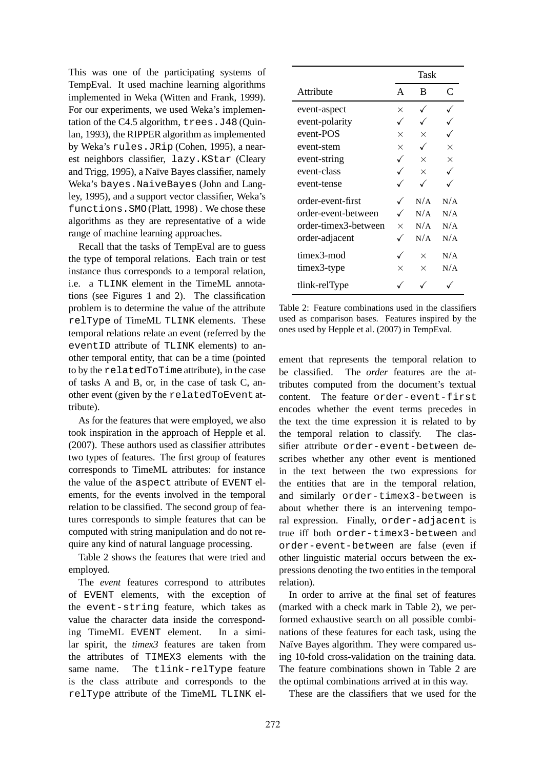This was one of the participating systems of TempEval. It used machine learning algorithms implemented in Weka (Witten and Frank, 1999). For our experiments, we used Weka's implementation of the C4.5 algorithm, `trees.J48` (Quinlan, 1993), the RIPPER algorithm as implemented by Weka's `rules.JRip` (Cohen, 1995), a nearest neighbors classifier, `lazy.KStar` (Cleary and Trigg, 1995), a Naïve Bayes classifier, namely Weka's `bayes.NaiveBayes` (John and Langley, 1995), and a support vector classifier, Weka's `functions.SMO` (Platt, 1998) . We chose these algorithms as they are representative of a wide range of machine learning approaches.

Recall that the tasks of TempEval are to guess the type of temporal relations. Each train or test instance thus corresponds to a temporal relation, i.e. a `TLINK` element in the TimeML annotations (see Figures 1 and 2). The classification problem is to determine the value of the attribute `relType` of TimeML `TLINK` elements. These temporal relations relate an event (referred by the `eventID` attribute of `TLINK` elements) to another temporal entity, that can be a time (pointed to by the `relatedToTime` attribute), in the case of tasks A and B, or, in the case of task C, another event (given by the `relatedToEvent` attribute).

As for the features that were employed, we also took inspiration in the approach of Hepple et al. (2007). These authors used as classifier attributes two types of features. The first group of features corresponds to TimeML attributes: for instance the value of the `aspect` attribute of `EVENT` elements, for the events involved in the temporal relation to be classified. The second group of features corresponds to simple features that can be computed with string manipulation and do not require any kind of natural language processing.

Table 2 shows the features that were tried and employed.

The *event* features correspond to attributes of `EVENT` elements, with the exception of the `event-string` feature, which takes as value the character data inside the corresponding TimeML `EVENT` element. In a similar spirit, the *timex3* features are taken from the attributes of `TIMEX3` elements with the same name. The `tlink-relType` feature is the class attribute and corresponds to the `relType` attribute of the TimeML `TLINK` element that represents the temporal relation to be classified. The *order* features are the attributes computed from the document's textual content. The feature `order-event-first` encodes whether the event terms precedes in the text the time expression it is related to by the temporal relation to classify. The classifier attribute `order-event-between` describes whether any other event is mentioned in the text between the two expressions for the entities that are in the temporal relation, and similarly `order-timex3-between` is about whether there is an intervening temporal expression. Finally, `order-adjacent` is true iff both `order-timex3-between` and `order-event-between` are false (even if other linguistic material occurs between the expressions denoting the two entities in the temporal relation).

| | Task | | |
|---|---|---|---|
| Attribute | A | B | C |
| event-aspect | × | ✓ | ✓ |
| event-polarity | ✓ | ✓ | ✓ |
| event-POS | × | × | ✓ |
| event-stem | × | ✓ | × |
| event-string | ✓ | × | × |
| event-class | ✓ | × | ✓ |
| event-tense | ✓ | ✓ | ✓ |
| order-event-first | ✓ | N/A | N/A |
| order-event-between | ✓ | N/A | N/A |
| order-timex3-between | × | N/A | N/A |
| order-adjacent | ✓ | N/A | N/A |
| timex3-mod | ✓ | × | N/A |
| timex3-type | × | × | N/A |
| tlink-relType | ✓ | ✓ | ✓ |

Table 2: Feature combinations used in the classifiers used as comparison bases. Features inspired by the ones used by Hepple et al. (2007) in TempEval.

In order to arrive at the final set of features (marked with a check mark in Table 2), we performed exhaustive search on all possible combinations of these features for each task, using the Naïve Bayes algorithm. They were compared using 10-fold cross-validation on the training data. The feature combinations shown in Table 2 are the optimal combinations arrived at in this way.

These are the classifiers that we used for the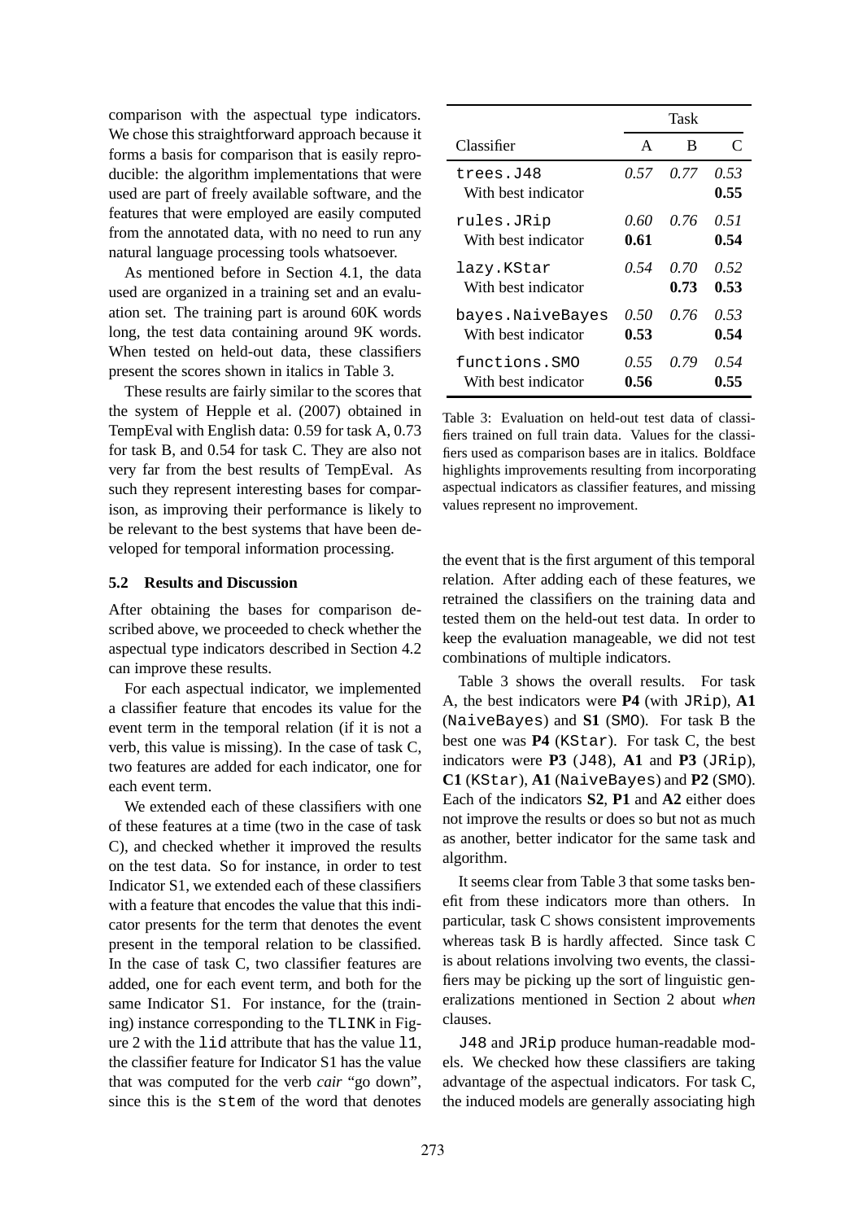comparison with the aspectual type indicators. We chose this straightforward approach because it forms a basis for comparison that is easily reproducible: the algorithm implementations that were used are part of freely available software, and the features that were employed are easily computed from the annotated data, with no need to run any natural language processing tools whatsoever.

As mentioned before in Section 4.1, the data used are organized in a training set and an evaluation set. The training part is around 60K words long, the test data containing around 9K words. When tested on held-out data, these classifiers present the scores shown in italics in Table 3.

These results are fairly similar to the scores that the system of Hepple et al. (2007) obtained in TempEval with English data: 0.59 for task A, 0.73 for task B, and 0.54 for task C. They are also not very far from the best results of TempEval. As such they represent interesting bases for comparison, as improving their performance is likely to be relevant to the best systems that have been developed for temporal information processing.

| | Task | | |
|---|---|---|---|
| Classifier | A | B | C |
| `trees.J48` | *0.57* | *0.77* | *0.53* |
| With best indicator | | | **0.55** |
| `rules.JRip` | *0.60* | *0.76* | *0.51* |
| With best indicator | **0.61** | | **0.54** |
| `lazy.KStar` | *0.54* | *0.70* | *0.52* |
| With best indicator | | **0.73** | **0.53** |
| `bayes.NaiveBayes` | *0.50* | *0.76* | *0.53* |
| With best indicator | **0.53** | | **0.54** |
| `functions.SMO` | *0.55* | *0.79* | *0.54* |
| With best indicator | **0.56** | | **0.55** |

Table 3: Evaluation on held-out test data of classifiers trained on full train data. Values for the classifiers used as comparison bases are in italics. Boldface highlights improvements resulting from incorporating aspectual indicators as classifier features, and missing values represent no improvement.

### 5.2 Results and Discussion

After obtaining the bases for comparison described above, we proceeded to check whether the aspectual type indicators described in Section 4.2 can improve these results.

For each aspectual indicator, we implemented a classifier feature that encodes its value for the event term in the temporal relation (if it is not a verb, this value is missing). In the case of task C, two features are added for each indicator, one for each event term.

We extended each of these classifiers with one of these features at a time (two in the case of task C), and checked whether it improved the results on the test data. So for instance, in order to test Indicator S1, we extended each of these classifiers with a feature that encodes the value that this indicator presents for the term that denotes the event present in the temporal relation to be classified. In the case of task C, two classifier features are added, one for each event term, and both for the same Indicator S1. For instance, for the (training) instance corresponding to the `TLINK` in Figure 2 with the `lid` attribute that has the value `l1`, the classifier feature for Indicator S1 has the value that was computed for the verb *cair* "go down", since this is the `stem` of the word that denotes the event that is the first argument of this temporal relation. After adding each of these features, we retrained the classifiers on the training data and tested them on the held-out test data. In order to keep the evaluation manageable, we did not test combinations of multiple indicators.

Table 3 shows the overall results. For task A, the best indicators were **P4** (with `JRip`), **A1** (`NaiveBayes`) and **S1** (`SMO`). For task B the best one was **P4** (`KStar`). For task C, the best indicators were **P3** (`J48`), **A1** and **P3** (`JRip`), **C1** (`KStar`), **A1** (`NaiveBayes`) and **P2** (`SMO`). Each of the indicators **S2**, **P1** and **A2** either does not improve the results or does so but not as much as another, better indicator for the same task and algorithm.

It seems clear from Table 3 that some tasks benefit from these indicators more than others. In particular, task C shows consistent improvements whereas task B is hardly affected. Since task C is about relations involving two events, the classifiers may be picking up the sort of linguistic generalizations mentioned in Section 2 about *when* clauses.

`J48` and `JRip` produce human-readable models. We checked how these classifiers are taking advantage of the aspectual indicators. For task C, the induced models are generally associating high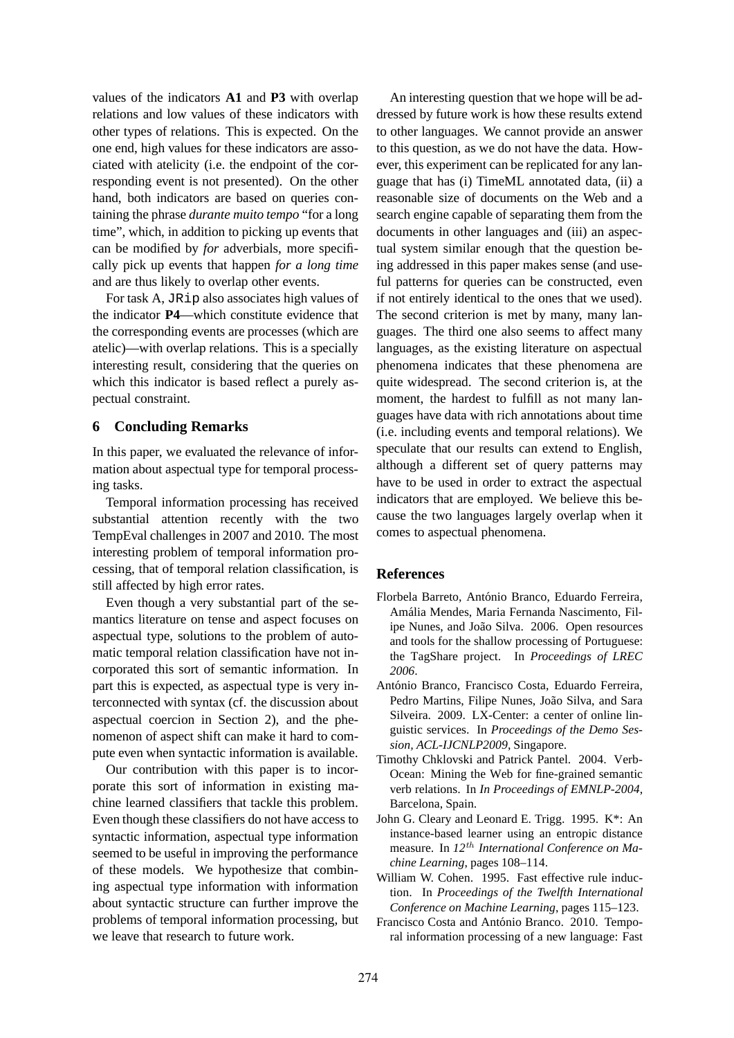values of the indicators **A1** and **P3** with overlap relations and low values of these indicators with other types of relations. This is expected. On the one end, high values for these indicators are associated with atelicity (i.e. the endpoint of the corresponding event is not presented). On the other hand, both indicators are based on queries containing the phrase *durante muito tempo* "for a long time", which, in addition to picking up events that can be modified by *for* adverbials, more specifically pick up events that happen *for a long time* and are thus likely to overlap other events.

For task A, `JRip` also associates high values of the indicator **P4**—which constitute evidence that the corresponding events are processes (which are atelic)—with overlap relations. This is a specially interesting result, considering that the queries on which this indicator is based reflect a purely aspectual constraint.

## 6 Concluding Remarks

In this paper, we evaluated the relevance of information about aspectual type for temporal processing tasks.

Temporal information processing has received substantial attention recently with the two TempEval challenges in 2007 and 2010. The most interesting problem of temporal information processing, that of temporal relation classification, is still affected by high error rates.

Even though a very substantial part of the semantics literature on tense and aspect focuses on aspectual type, solutions to the problem of automatic temporal relation classification have not incorporated this sort of semantic information. In part this is expected, as aspectual type is very interconnected with syntax (cf. the discussion about aspectual coercion in Section 2), and the phenomenon of aspect shift can make it hard to compute even when syntactic information is available.

Our contribution with this paper is to incorporate this sort of information in existing machine learned classifiers that tackle this problem. Even though these classifiers do not have access to syntactic information, aspectual type information seemed to be useful in improving the performance of these models. We hypothesize that combining aspectual type information with information about syntactic structure can further improve the problems of temporal information processing, but we leave that research to future work.

An interesting question that we hope will be addressed by future work is how these results extend to other languages. We cannot provide an answer to this question, as we do not have the data. However, this experiment can be replicated for any language that has (i) TimeML annotated data, (ii) a reasonable size of documents on the Web and a search engine capable of separating them from the documents in other languages and (iii) an aspectual system similar enough that the question being addressed in this paper makes sense (and useful patterns for queries can be constructed, even if not entirely identical to the ones that we used). The second criterion is met by many, many languages. The third one also seems to affect many languages, as the existing literature on aspectual phenomena indicates that these phenomena are quite widespread. The second criterion is, at the moment, the hardest to fulfill as not many languages have data with rich annotations about time (i.e. including events and temporal relations). We speculate that our results can extend to English, although a different set of query patterns may have to be used in order to extract the aspectual indicators that are employed. We believe this because the two languages largely overlap when it comes to aspectual phenomena.

## References

Florbela Barreto, António Branco, Eduardo Ferreira, Amália Mendes, Maria Fernanda Nascimento, Filipe Nunes, and João Silva. 2006. Open resources and tools for the shallow processing of Portuguese: the TagShare project. In *Proceedings of LREC 2006*.

António Branco, Francisco Costa, Eduardo Ferreira, Pedro Martins, Filipe Nunes, João Silva, and Sara Silveira. 2009. LX-Center: a center of online linguistic services. In *Proceedings of the Demo Session, ACL-IJCNLP2009*, Singapore.

Timothy Chklovski and Patrick Pantel. 2004. VerbOcean: Mining the Web for fine-grained semantic verb relations. In *In Proceedings of EMNLP-2004*, Barcelona, Spain.

John G. Cleary and Leonard E. Trigg. 1995. K*: An instance-based learner using an entropic distance measure. In *12$^{th}$ International Conference on Machine Learning*, pages 108–114.

William W. Cohen. 1995. Fast effective rule induction. In *Proceedings of the Twelfth International Conference on Machine Learning*, pages 115–123.

Francisco Costa and António Branco. 2010. Temporal information processing of a new language: Fast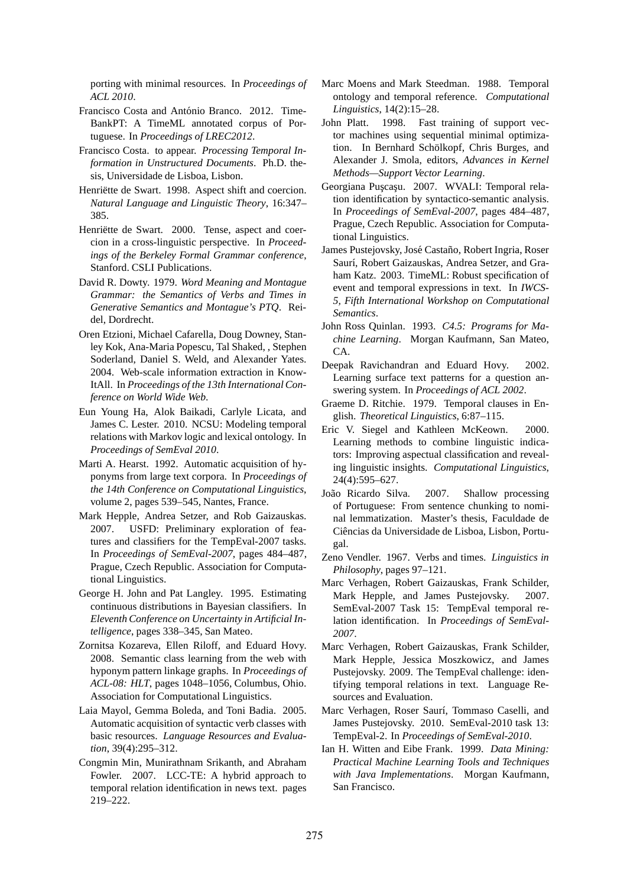porting with minimal resources. In *Proceedings of ACL 2010*.

Francisco Costa and António Branco. 2012. TimeBankPT: A TimeML annotated corpus of Portuguese. In *Proceedings of LREC2012*.

Francisco Costa. to appear. *Processing Temporal Information in Unstructured Documents*. Ph.D. thesis, Universidade de Lisboa, Lisbon.

Henriëtte de Swart. 1998. Aspect shift and coercion. *Natural Language and Linguistic Theory*, 16:347–385.

Henriëtte de Swart. 2000. Tense, aspect and coercion in a cross-linguistic perspective. In *Proceedings of the Berkeley Formal Grammar conference*, Stanford. CSLI Publications.

David R. Dowty. 1979. *Word Meaning and Montague Grammar: the Semantics of Verbs and Times in Generative Semantics and Montague's PTQ*. Reidel, Dordrecht.

Oren Etzioni, Michael Cafarella, Doug Downey, Stanley Kok, Ana-Maria Popescu, Tal Shaked, , Stephen Soderland, Daniel S. Weld, and Alexander Yates. 2004. Web-scale information extraction in KnowItAll. In *Proceedings of the 13th International Conference on World Wide Web*.

Eun Young Ha, Alok Baikadi, Carlyle Licata, and James C. Lester. 2010. NCSU: Modeling temporal relations with Markov logic and lexical ontology. In *Proceedings of SemEval 2010*.

Marti A. Hearst. 1992. Automatic acquisition of hyponyms from large text corpora. In *Proceedings of the 14th Conference on Computational Linguistics*, volume 2, pages 539–545, Nantes, France.

Mark Hepple, Andrea Setzer, and Rob Gaizauskas. 2007. USFD: Preliminary exploration of features and classifiers for the TempEval-2007 tasks. In *Proceedings of SemEval-2007*, pages 484–487, Prague, Czech Republic. Association for Computational Linguistics.

George H. John and Pat Langley. 1995. Estimating continuous distributions in Bayesian classifiers. In *Eleventh Conference on Uncertainty in Artificial Intelligence*, pages 338–345, San Mateo.

Zornitsa Kozareva, Ellen Riloff, and Eduard Hovy. 2008. Semantic class learning from the web with hyponym pattern linkage graphs. In *Proceedings of ACL-08: HLT*, pages 1048–1056, Columbus, Ohio. Association for Computational Linguistics.

Laia Mayol, Gemma Boleda, and Toni Badia. 2005. Automatic acquisition of syntactic verb classes with basic resources. *Language Resources and Evaluation*, 39(4):295–312.

Congmin Min, Munirathnam Srikanth, and Abraham Fowler. 2007. LCC-TE: A hybrid approach to temporal relation identification in news text. pages 219–222.

Marc Moens and Mark Steedman. 1988. Temporal ontology and temporal reference. *Computational Linguistics*, 14(2):15–28.

John Platt. 1998. Fast training of support vector machines using sequential minimal optimization. In Bernhard Schölkopf, Chris Burges, and Alexander J. Smola, editors, *Advances in Kernel Methods—Support Vector Learning*.

Georgiana Puşcaşu. 2007. WVALI: Temporal relation identification by syntactico-semantic analysis. In *Proceedings of SemEval-2007*, pages 484–487, Prague, Czech Republic. Association for Computational Linguistics.

James Pustejovsky, José Castaño, Robert Ingria, Roser Saurí, Robert Gaizauskas, Andrea Setzer, and Graham Katz. 2003. TimeML: Robust specification of event and temporal expressions in text. In *IWCS-5, Fifth International Workshop on Computational Semantics*.

John Ross Quinlan. 1993. *C4.5: Programs for Machine Learning*. Morgan Kaufmann, San Mateo, CA.

Deepak Ravichandran and Eduard Hovy. 2002. Learning surface text patterns for a question answering system. In *Proceedings of ACL 2002*.

Graeme D. Ritchie. 1979. Temporal clauses in English. *Theoretical Linguistics*, 6:87–115.

Eric V. Siegel and Kathleen McKeown. 2000. Learning methods to combine linguistic indicators: Improving aspectual classification and revealing linguistic insights. *Computational Linguistics*, 24(4):595–627.

João Ricardo Silva. 2007. Shallow processing of Portuguese: From sentence chunking to nominal lemmatization. Master's thesis, Faculdade de Ciências da Universidade de Lisboa, Lisbon, Portugal.

Zeno Vendler. 1967. Verbs and times. *Linguistics in Philosophy*, pages 97–121.

Marc Verhagen, Robert Gaizauskas, Frank Schilder, Mark Hepple, and James Pustejovsky. 2007. SemEval-2007 Task 15: TempEval temporal relation identification. In *Proceedings of SemEval-2007*.

Marc Verhagen, Robert Gaizauskas, Frank Schilder, Mark Hepple, Jessica Moszkowicz, and James Pustejovsky. 2009. The TempEval challenge: identifying temporal relations in text. Language Resources and Evaluation.

Marc Verhagen, Roser Saurí, Tommaso Caselli, and James Pustejovsky. 2010. SemEval-2010 task 13: TempEval-2. In *Proceedings of SemEval-2010*.

Ian H. Witten and Eibe Frank. 1999. *Data Mining: Practical Machine Learning Tools and Techniques with Java Implementations*. Morgan Kaufmann, San Francisco.